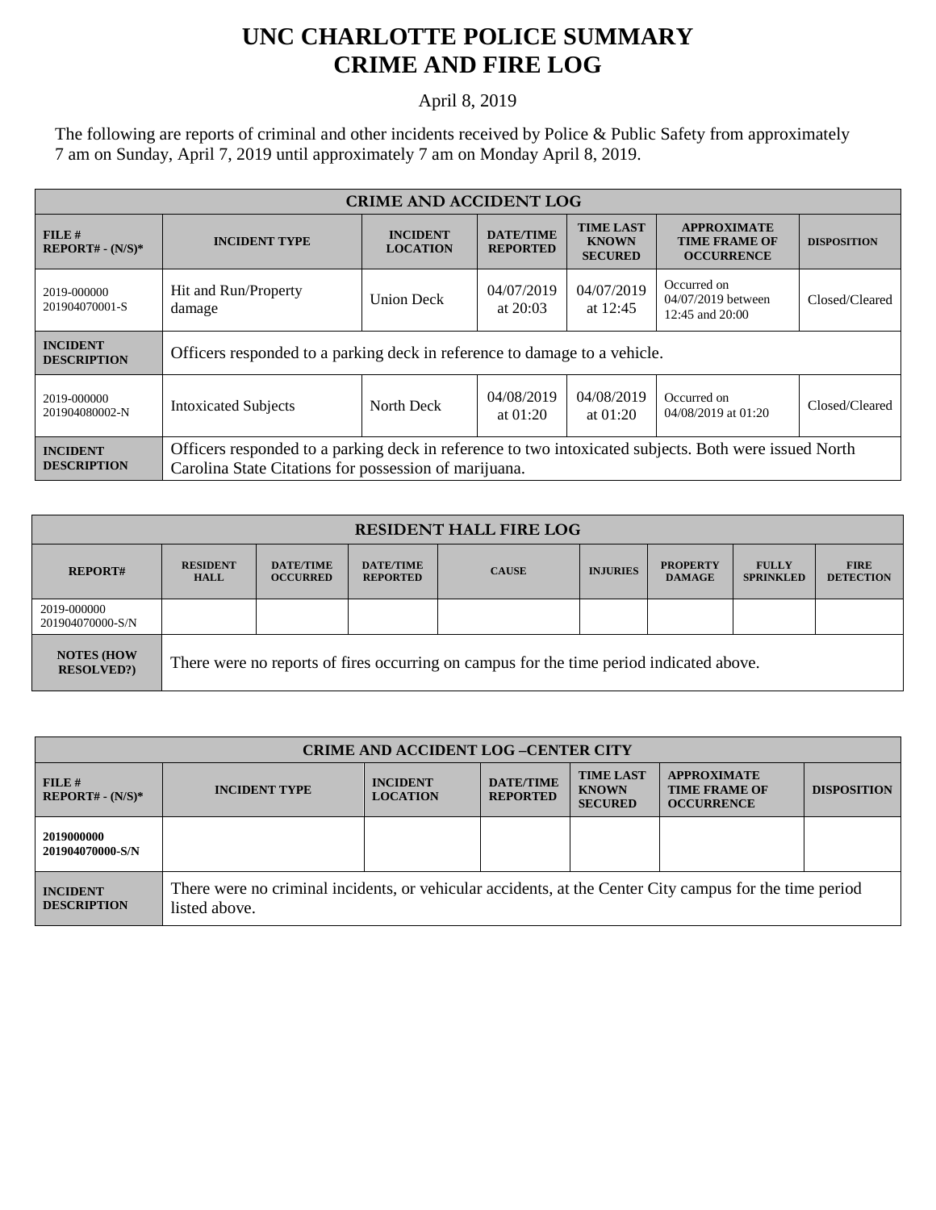# UNC CHARLOTTE POLICE SUMMARY
# CRIME AND FIRE LOG

April 8, 2019

The following are reports of criminal and other incidents received by Police & Public Safety from approximately 7 am on Sunday, April 7, 2019 until approximately 7 am on Monday April 8, 2019.

| CRIME AND ACCIDENT LOG | | | | | | |
|---|---|---|---|---|---|---|
| **FILE # REPORT# - (N/S)*** | **INCIDENT TYPE** | **INCIDENT LOCATION** | **DATE/TIME REPORTED** | **TIME LAST KNOWN SECURED** | **APPROXIMATE TIME FRAME OF OCCURRENCE** | **DISPOSITION** |
| 2019-000000 201904070001-S | Hit and Run/Property damage | Union Deck | 04/07/2019 at 20:03 | 04/07/2019 at 12:45 | Occurred on 04/07/2019 between 12:45 and 20:00 | Closed/Cleared |
| **INCIDENT DESCRIPTION** | Officers responded to a parking deck in reference to damage to a vehicle. | | | | | |
| 2019-000000 201904080002-N | Intoxicated Subjects | North Deck | 04/08/2019 at 01:20 | 04/08/2019 at 01:20 | Occurred on 04/08/2019 at 01:20 | Closed/Cleared |
| **INCIDENT DESCRIPTION** | Officers responded to a parking deck in reference to two intoxicated subjects. Both were issued North Carolina State Citations for possession of marijuana. | | | | | |

| RESIDENT HALL FIRE LOG | | | | | | | | |
|---|---|---|---|---|---|---|---|---|
| **REPORT#** | **RESIDENT HALL** | **DATE/TIME OCCURRED** | **DATE/TIME REPORTED** | **CAUSE** | **INJURIES** | **PROPERTY DAMAGE** | **FULLY SPRINKLED** | **FIRE DETECTION** |
| 2019-000000 201904070000-S/N | | | | | | | | |
| **NOTES (HOW RESOLVED?)** | There were no reports of fires occurring on campus for the time period indicated above. | | | | | | | |

| CRIME AND ACCIDENT LOG –CENTER CITY | | | | | | |
|---|---|---|---|---|---|---|
| **FILE # REPORT# - (N/S)*** | **INCIDENT TYPE** | **INCIDENT LOCATION** | **DATE/TIME REPORTED** | **TIME LAST KNOWN SECURED** | **APPROXIMATE TIME FRAME OF OCCURRENCE** | **DISPOSITION** |
| **2019000000 201904070000-S/N** | | | | | | |
| **INCIDENT DESCRIPTION** | There were no criminal incidents, or vehicular accidents, at the Center City campus for the time period listed above. | | | | | |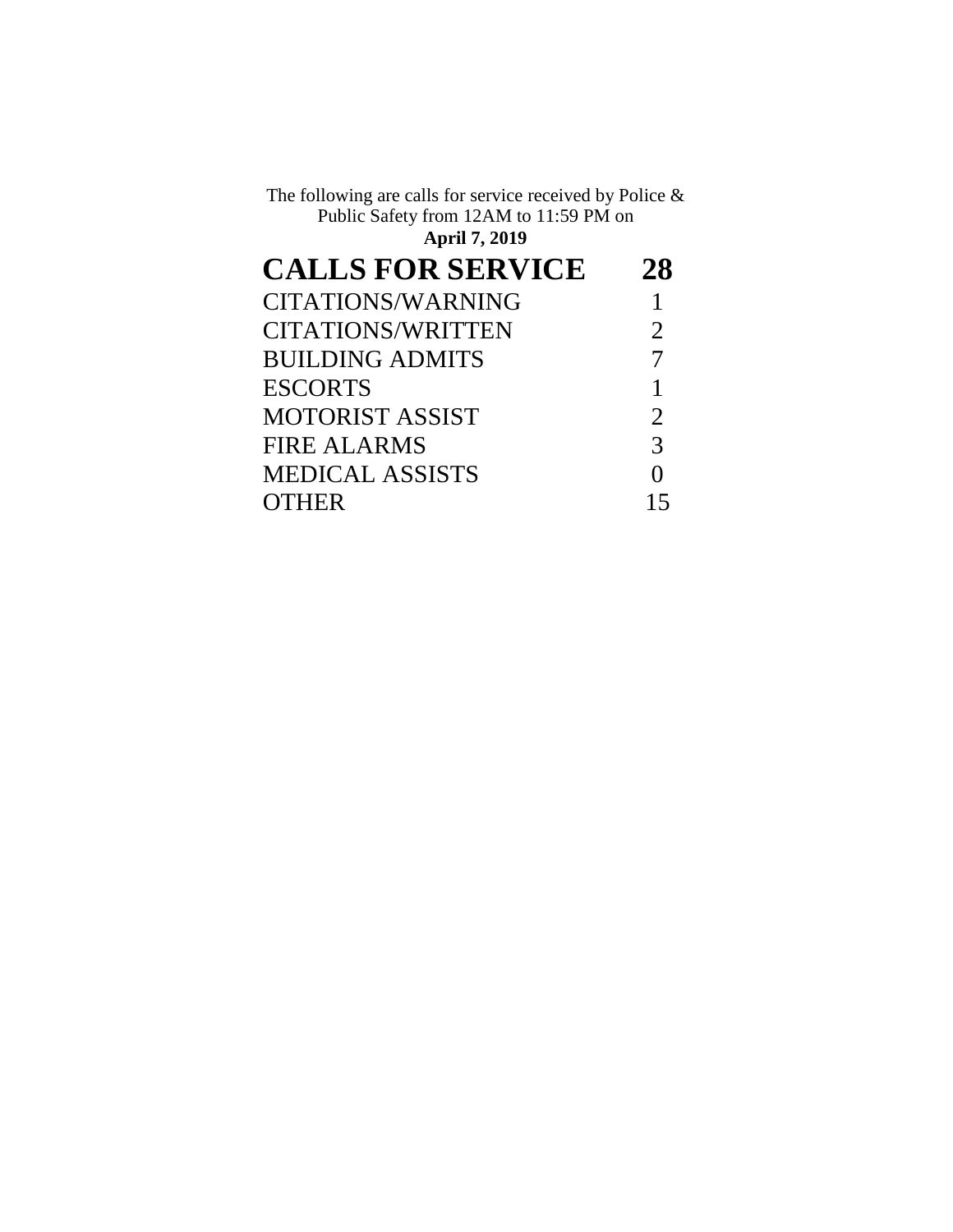The following are calls for service received by Police & Public Safety from 12AM to 11:59 PM on

**April 7, 2019**

| | |
|---|---|
| **CALLS FOR SERVICE** | **28** |
| CITATIONS/WARNING | 1 |
| CITATIONS/WRITTEN | 2 |
| BUILDING ADMITS | 7 |
| ESCORTS | 1 |
| MOTORIST ASSIST | 2 |
| FIRE ALARMS | 3 |
| MEDICAL ASSISTS | 0 |
| OTHER | 15 |